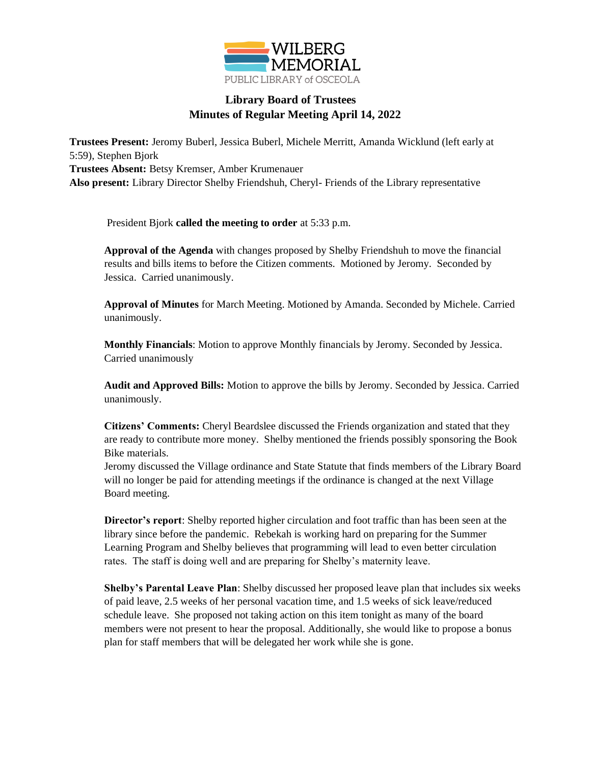WILBERG MEMORIAL
PUBLIC LIBRARY of OSCEOLA

# Library Board of Trustees
## Minutes of Regular Meeting April 14, 2022

**Trustees Present:** Jeromy Buberl, Jessica Buberl, Michele Merritt, Amanda Wicklund (left early at 5:59), Stephen Bjork
**Trustees Absent:** Betsy Kremser, Amber Krumenauer
**Also present:** Library Director Shelby Friendshuh, Cheryl- Friends of the Library representative

President Bjork **called the meeting to order** at 5:33 p.m.

**Approval of the Agenda** with changes proposed by Shelby Friendshuh to move the financial results and bills items to before the Citizen comments. Motioned by Jeromy. Seconded by Jessica. Carried unanimously.

**Approval of Minutes** for March Meeting. Motioned by Amanda. Seconded by Michele. Carried unanimously.

**Monthly Financials**: Motion to approve Monthly financials by Jeromy. Seconded by Jessica. Carried unanimously

**Audit and Approved Bills:** Motion to approve the bills by Jeromy. Seconded by Jessica. Carried unanimously.

**Citizens' Comments:** Cheryl Beardslee discussed the Friends organization and stated that they are ready to contribute more money. Shelby mentioned the friends possibly sponsoring the Book Bike materials.
Jeromy discussed the Village ordinance and State Statute that finds members of the Library Board will no longer be paid for attending meetings if the ordinance is changed at the next Village Board meeting.

**Director's report**: Shelby reported higher circulation and foot traffic than has been seen at the library since before the pandemic. Rebekah is working hard on preparing for the Summer Learning Program and Shelby believes that programming will lead to even better circulation rates. The staff is doing well and are preparing for Shelby's maternity leave.

**Shelby's Parental Leave Plan**: Shelby discussed her proposed leave plan that includes six weeks of paid leave, 2.5 weeks of her personal vacation time, and 1.5 weeks of sick leave/reduced schedule leave. She proposed not taking action on this item tonight as many of the board members were not present to hear the proposal. Additionally, she would like to propose a bonus plan for staff members that will be delegated her work while she is gone.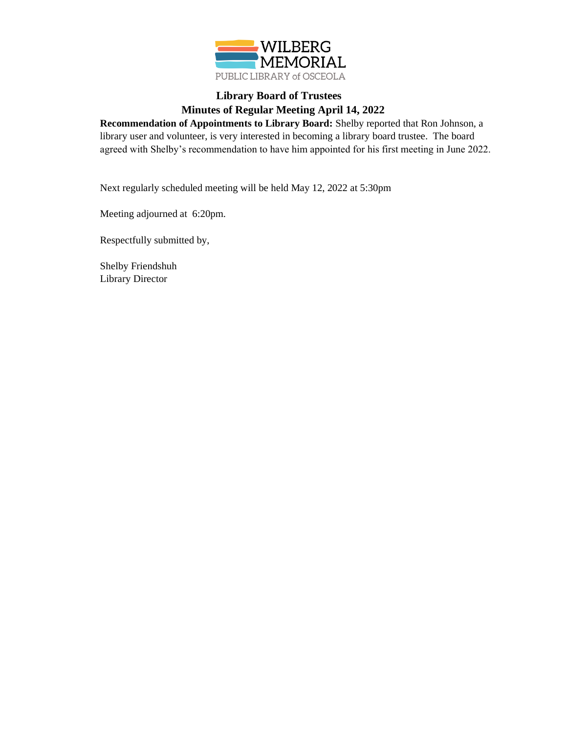WILBERG MEMORIAL
PUBLIC LIBRARY of OSCEOLA

**Library Board of Trustees**
**Minutes of Regular Meeting April 14, 2022**

**Recommendation of Appointments to Library Board:** Shelby reported that Ron Johnson, a library user and volunteer, is very interested in becoming a library board trustee. The board agreed with Shelby's recommendation to have him appointed for his first meeting in June 2022.

Next regularly scheduled meeting will be held May 12, 2022 at 5:30pm

Meeting adjourned at 6:20pm.

Respectfully submitted by,

Shelby Friendshuh
Library Director